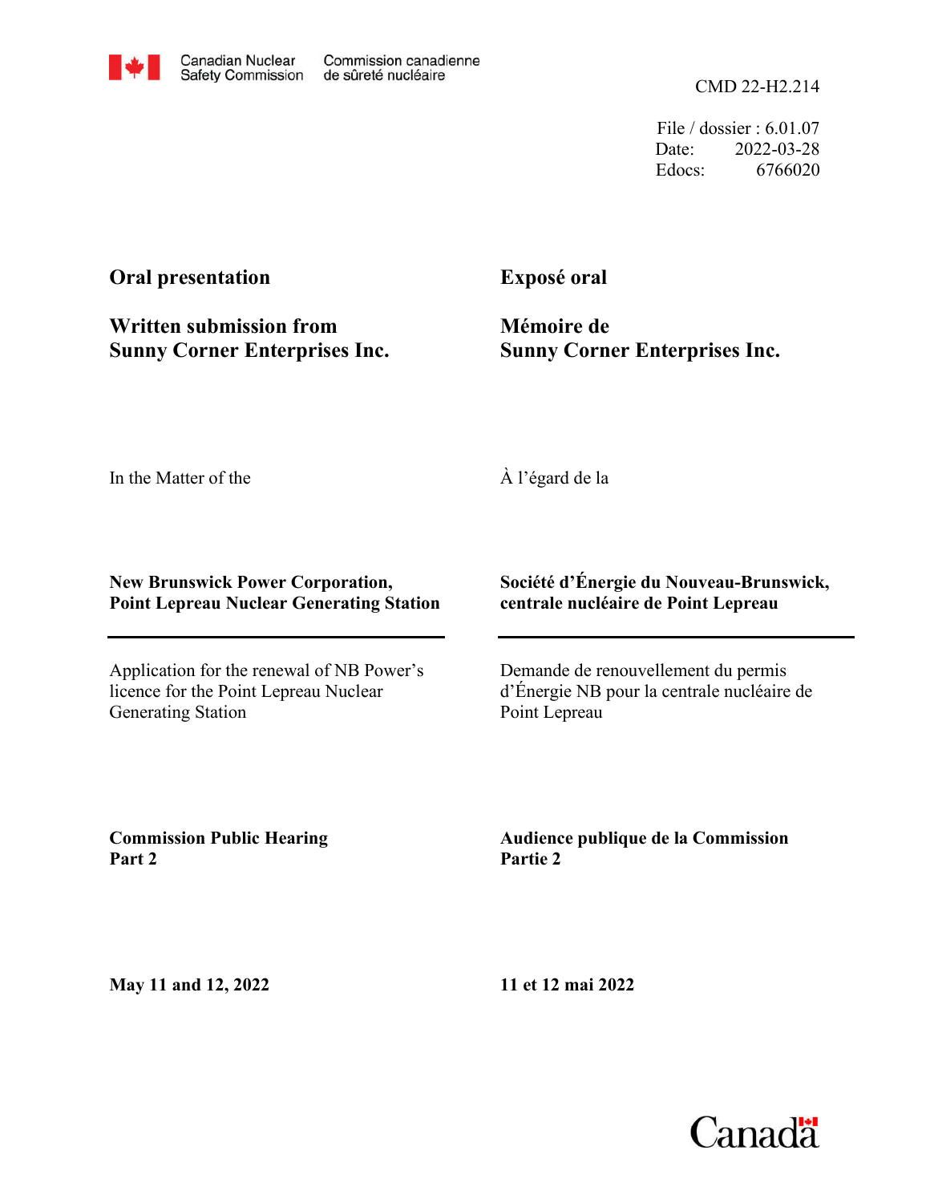Canadian Nuclear Safety Commission | Commission canadienne de sûreté nucléaire

CMD 22-H2.214

File / dossier : 6.01.07
Date: 2022-03-28
Edocs: 6766020

**Oral presentation**

**Written submission from Sunny Corner Enterprises Inc.**

**Exposé oral**

**Mémoire de Sunny Corner Enterprises Inc.**

In the Matter of the

À l'égard de la

**New Brunswick Power Corporation, Point Lepreau Nuclear Generating Station**

**Société d'Énergie du Nouveau-Brunswick, centrale nucléaire de Point Lepreau**

Application for the renewal of NB Power's licence for the Point Lepreau Nuclear Generating Station

Demande de renouvellement du permis d'Énergie NB pour la centrale nucléaire de Point Lepreau

**Commission Public Hearing Part 2**

**Audience publique de la Commission Partie 2**

**May 11 and 12, 2022**

**11 et 12 mai 2022**

Canada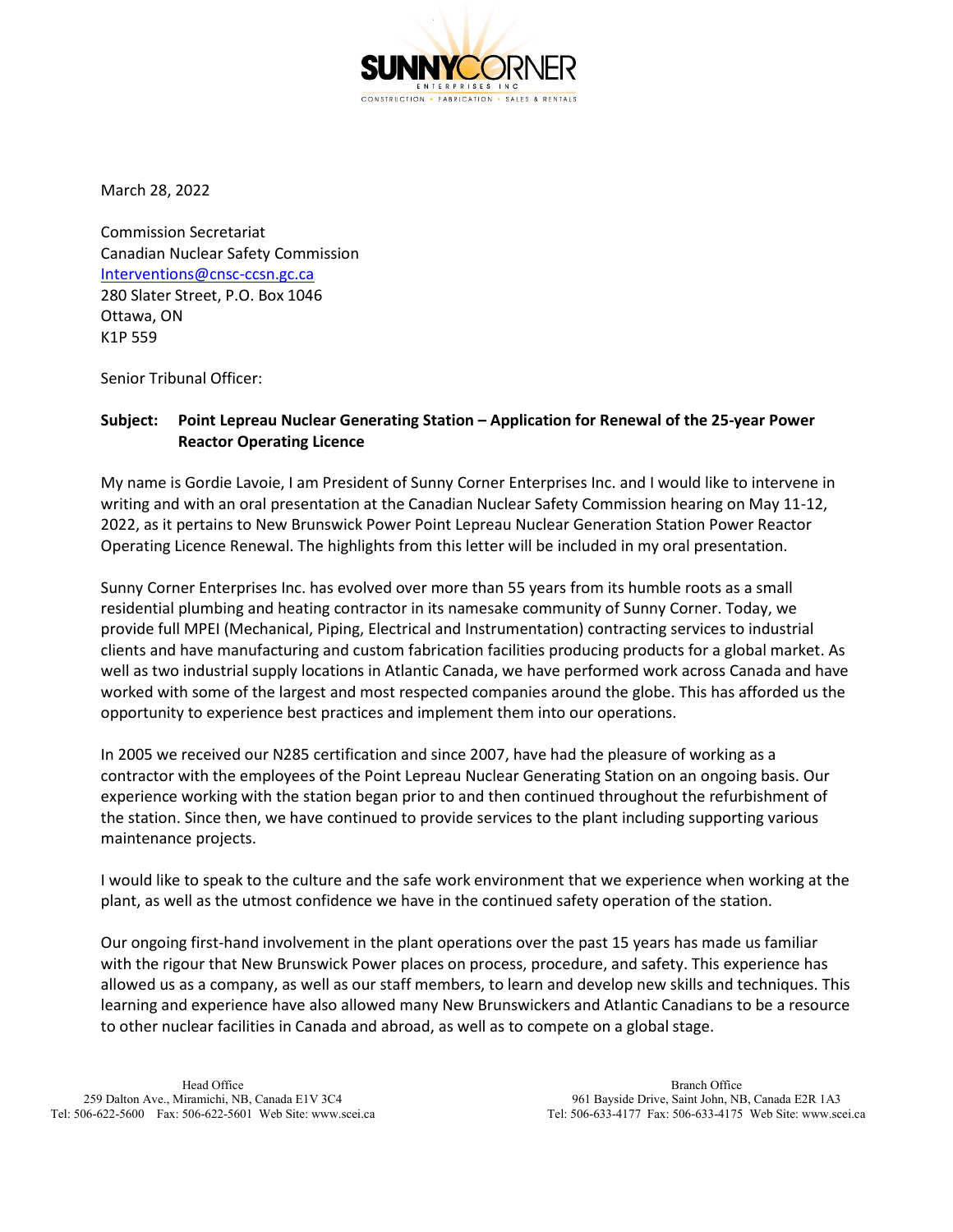March 28, 2022

Commission Secretariat
Canadian Nuclear Safety Commission
Interventions@cnsc-ccsn.gc.ca
280 Slater Street, P.O. Box 1046
Ottawa, ON
K1P 559

Senior Tribunal Officer:

**Subject: Point Lepreau Nuclear Generating Station – Application for Renewal of the 25-year Power Reactor Operating Licence**

My name is Gordie Lavoie, I am President of Sunny Corner Enterprises Inc. and I would like to intervene in writing and with an oral presentation at the Canadian Nuclear Safety Commission hearing on May 11-12, 2022, as it pertains to New Brunswick Power Point Lepreau Nuclear Generation Station Power Reactor Operating Licence Renewal. The highlights from this letter will be included in my oral presentation.

Sunny Corner Enterprises Inc. has evolved over more than 55 years from its humble roots as a small residential plumbing and heating contractor in its namesake community of Sunny Corner. Today, we provide full MPEI (Mechanical, Piping, Electrical and Instrumentation) contracting services to industrial clients and have manufacturing and custom fabrication facilities producing products for a global market. As well as two industrial supply locations in Atlantic Canada, we have performed work across Canada and have worked with some of the largest and most respected companies around the globe. This has afforded us the opportunity to experience best practices and implement them into our operations.

In 2005 we received our N285 certification and since 2007, have had the pleasure of working as a contractor with the employees of the Point Lepreau Nuclear Generating Station on an ongoing basis. Our experience working with the station began prior to and then continued throughout the refurbishment of the station. Since then, we have continued to provide services to the plant including supporting various maintenance projects.

I would like to speak to the culture and the safe work environment that we experience when working at the plant, as well as the utmost confidence we have in the continued safety operation of the station.

Our ongoing first-hand involvement in the plant operations over the past 15 years has made us familiar with the rigour that New Brunswick Power places on process, procedure, and safety. This experience has allowed us as a company, as well as our staff members, to learn and develop new skills and techniques. This learning and experience have also allowed many New Brunswickers and Atlantic Canadians to be a resource to other nuclear facilities in Canada and abroad, as well as to compete on a global stage.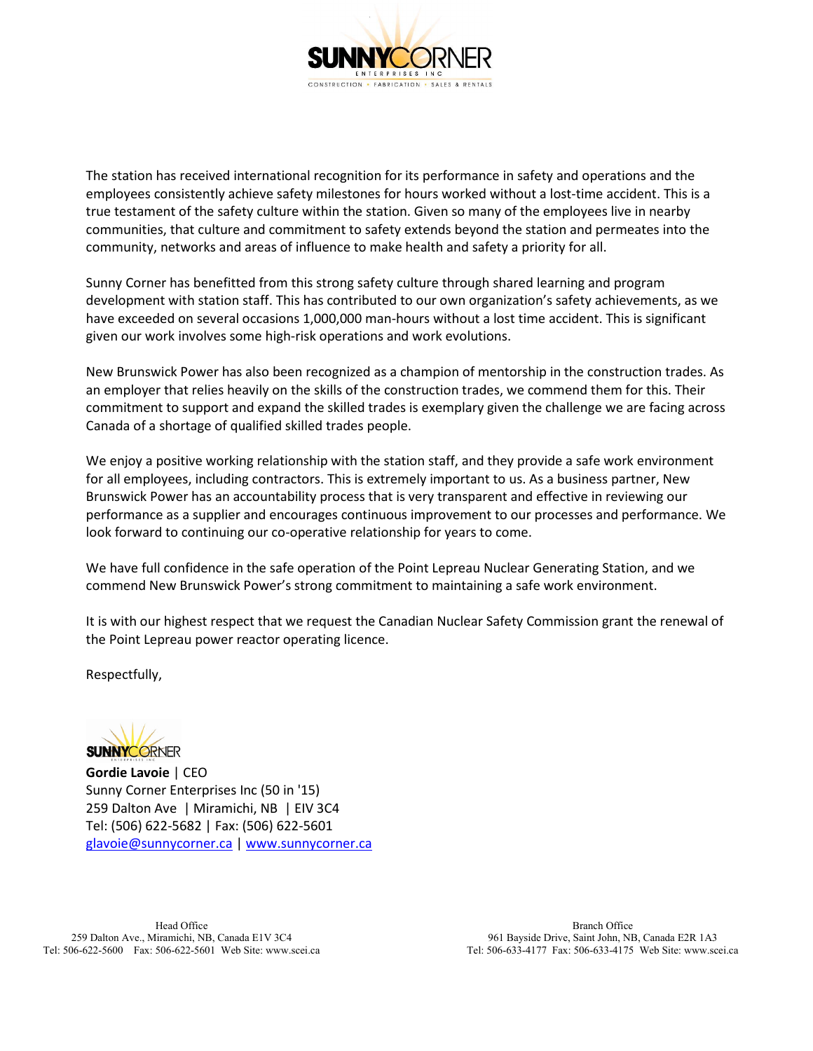The station has received international recognition for its performance in safety and operations and the employees consistently achieve safety milestones for hours worked without a lost-time accident. This is a true testament of the safety culture within the station. Given so many of the employees live in nearby communities, that culture and commitment to safety extends beyond the station and permeates into the community, networks and areas of influence to make health and safety a priority for all.

Sunny Corner has benefitted from this strong safety culture through shared learning and program development with station staff. This has contributed to our own organization's safety achievements, as we have exceeded on several occasions 1,000,000 man-hours without a lost time accident. This is significant given our work involves some high-risk operations and work evolutions.

New Brunswick Power has also been recognized as a champion of mentorship in the construction trades. As an employer that relies heavily on the skills of the construction trades, we commend them for this. Their commitment to support and expand the skilled trades is exemplary given the challenge we are facing across Canada of a shortage of qualified skilled trades people.

We enjoy a positive working relationship with the station staff, and they provide a safe work environment for all employees, including contractors. This is extremely important to us. As a business partner, New Brunswick Power has an accountability process that is very transparent and effective in reviewing our performance as a supplier and encourages continuous improvement to our processes and performance. We look forward to continuing our co-operative relationship for years to come.

We have full confidence in the safe operation of the Point Lepreau Nuclear Generating Station, and we commend New Brunswick Power's strong commitment to maintaining a safe work environment.

It is with our highest respect that we request the Canadian Nuclear Safety Commission grant the renewal of the Point Lepreau power reactor operating licence.

Respectfully,

**Gordie Lavoie** | CEO
Sunny Corner Enterprises Inc (50 in '15)
259 Dalton Ave | Miramichi, NB | EIV 3C4
Tel: (506) 622-5682 | Fax: (506) 622-5601
glavoie@sunnycorner.ca | www.sunnycorner.ca

Head Office
259 Dalton Ave., Miramichi, NB, Canada E1V 3C4
Tel: 506-622-5600 Fax: 506-622-5601 Web Site: www.scei.ca

Branch Office
961 Bayside Drive, Saint John, NB, Canada E2R 1A3
Tel: 506-633-4177 Fax: 506-633-4175 Web Site: www.scei.ca